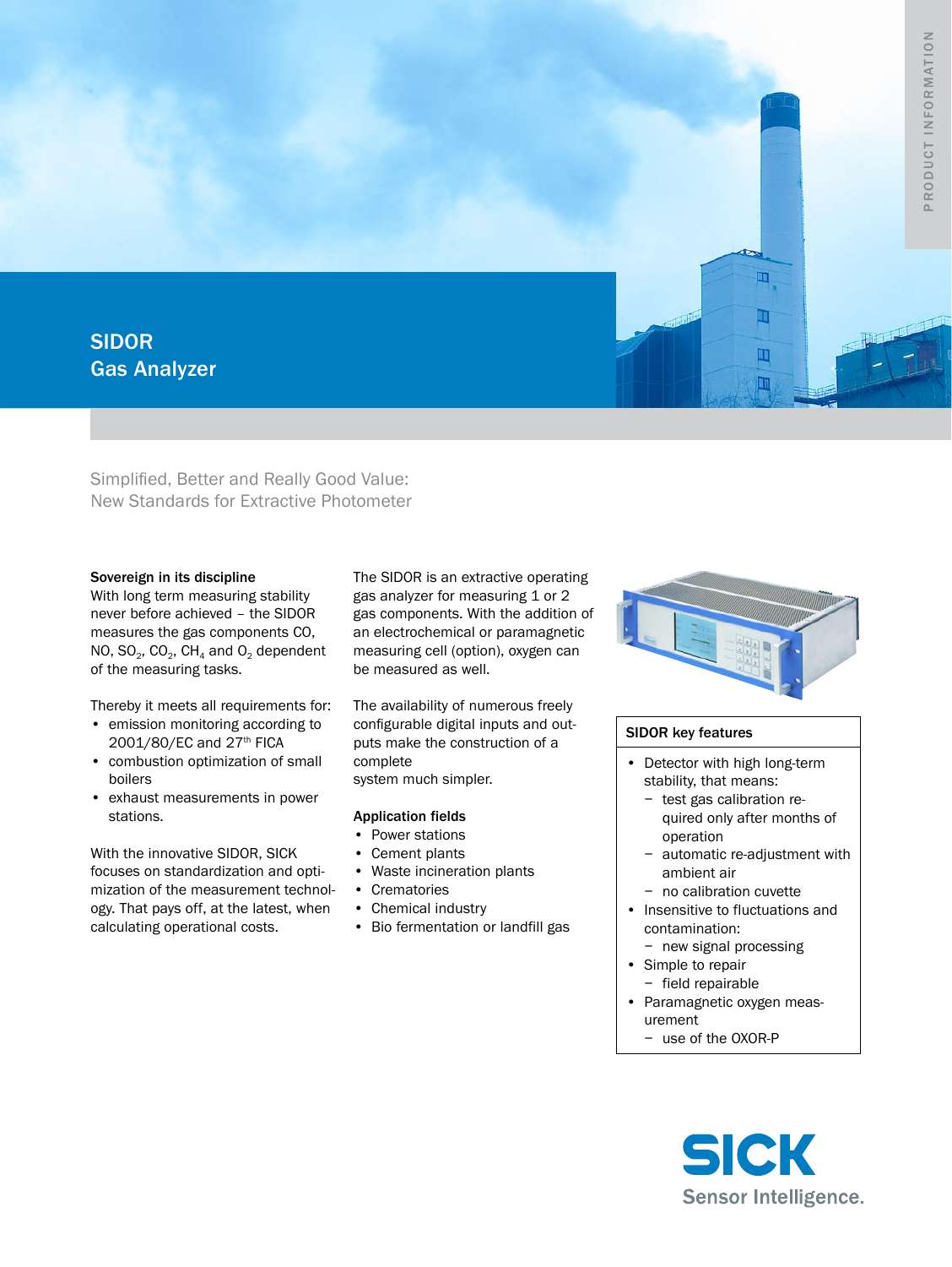# SIDOR
# Gas Analyzer

## Simplified, Better and Really Good Value: New Standards for Extractive Photometer

**Sovereign in its discipline**
With long term measuring stability never before achieved – the SIDOR measures the gas components CO, NO, $SO_2$, $CO_2$, $CH_4$ and $O_2$ dependent of the measuring tasks.

Thereby it meets all requirements for:

- emission monitoring according to 2001/80/EC and 27th FICA
- combustion optimization of small boilers
- exhaust measurements in power stations.

With the innovative SIDOR, SICK focuses on standardization and optimization of the measurement technology. That pays off, at the latest, when calculating operational costs.

The SIDOR is an extractive operating gas analyzer for measuring 1 or 2 gas components. With the addition of an electrochemical or paramagnetic measuring cell (option), oxygen can be measured as well.

The availability of numerous freely configurable digital inputs and outputs make the construction of a complete system much simpler.

**Application fields**

- Power stations
- Cement plants
- Waste incineration plants
- Crematories
- Chemical industry
- Bio fermentation or landfill gas

**SIDOR key features**

- Detector with high long-term stability, that means:
  - test gas calibration required only after months of operation
  - automatic re-adjustment with ambient air
  - no calibration cuvette
- Insensitive to fluctuations and contamination:
  - new signal processing
- Simple to repair
  - field repairable
- Paramagnetic oxygen measurement
  - use of the OXOR-P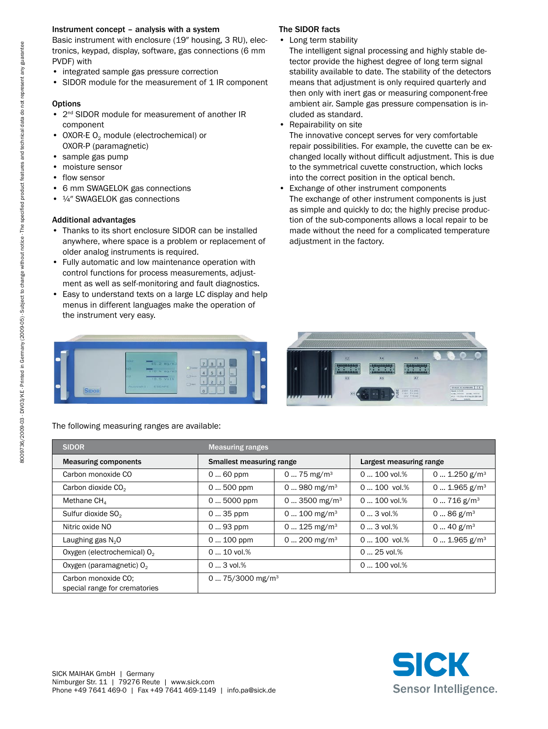### Instrument concept – analysis with a system

Basic instrument with enclosure (19″ housing, 3 RU), electronics, keypad, display, software, gas connections (6 mm PVDF) with

- integrated sample gas pressure correction
- SIDOR module for the measurement of 1 IR component

### Options

- 2nd SIDOR module for measurement of another IR component
- OXOR-E $O_2$ module (electrochemical) or OXOR-P (paramagnetic)
- sample gas pump
- moisture sensor
- flow sensor
- 6 mm SWAGELOK gas connections
- ¼″ SWAGELOK gas connections

### Additional advantages

- Thanks to its short enclosure SIDOR can be installed anywhere, where space is a problem or replacement of older analog instruments is required.
- Fully automatic and low maintenance operation with control functions for process measurements, adjustment as well as self-monitoring and fault diagnostics.
- Easy to understand texts on a large LC display and help menus in different languages make the operation of the instrument very easy.

### The SIDOR facts

- Long term stability
  The intelligent signal processing and highly stable detector provide the highest degree of long term signal stability available to date. The stability of the detectors means that adjustment is only required quarterly and then only with inert gas or measuring component-free ambient air. Sample gas pressure compensation is included as standard.
- Repairability on site
  The innovative concept serves for very comfortable repair possibilities. For example, the cuvette can be exchanged locally without difficult adjustment. This is due to the symmetrical cuvette construction, which locks into the correct position in the optical bench.
- Exchange of other instrument components
  The exchange of other instrument components is just as simple and quickly to do; the highly precise production of the sub-components allows a local repair to be made without the need for a complicated temperature adjustment in the factory.

The following measuring ranges are available:

| SIDOR | Measuring ranges | | | |
|---|---|---|---|---|
| **Measuring components** | **Smallest measuring range** | | **Largest measuring range** | |
| Carbon monoxide CO | 0 ... 60 ppm | 0 ... 75 mg/m³ | 0 ... 100 vol.% | 0 ... 1.250 g/m³ |
| Carbon dioxide $CO_2$ | 0 ... 500 ppm | 0 ... 980 mg/m³ | 0 ... 100 vol.% | 0 ... 1.965 g/m³ |
| Methane $CH_4$ | 0 ... 5000 ppm | 0 ... 3500 mg/m³ | 0 ... 100 vol.% | 0 ... 716 g/m³ |
| Sulfur dioxide $SO_2$ | 0 ... 35 ppm | 0 ... 100 mg/m³ | 0 ... 3 vol.% | 0 ... 86 g/m³ |
| Nitric oxide NO | 0 ... 93 ppm | 0 ... 125 mg/m³ | 0 ... 3 vol.% | 0 ... 40 g/m³ |
| Laughing gas $N_2O$ | 0 ... 100 ppm | 0 ... 200 mg/m³ | 0 ... 100 vol.% | 0 ... 1.965 g/m³ |
| Oxygen (electrochemical) $O_2$ | 0 ... 10 vol.% | | 0 ... 25 vol.% | |
| Oxygen (paramagnetic) $O_2$ | 0 ... 3 vol.% | | 0 ... 100 vol.% | |
| Carbon monoxide CO; special range for crematories | 0 ... 75/3000 mg/m³ | | | |

SICK MAIHAK GmbH | Germany
Nimburger Str. 11 | 79276 Reute | www.sick.com
Phone +49 7641 469-0 | Fax +49 7641 469-1149 | info.pa@sick.de

SICK
Sensor Intelligence.